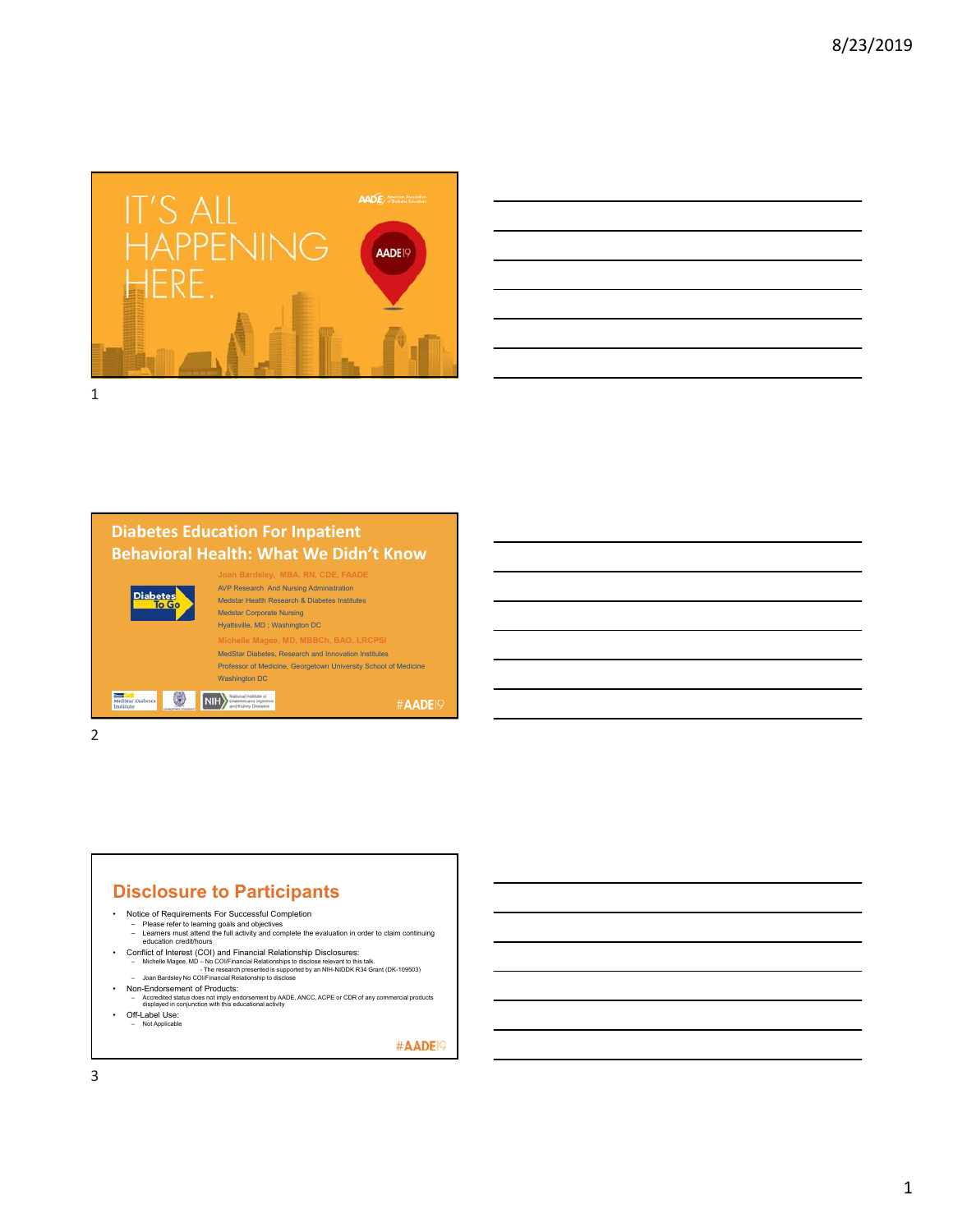IT'S ALL HAPPENING HERE.

AADE19

## Diabetes Education For Inpatient Behavioral Health: What We Didn't Know

**Joan Bardsley, MBA, RN, CDE, FAADE**
AVP Research And Nursing Administration
Medstar Health Research & Diabetes Institutes
Medstar Corporate Nursing
Hyattsville, MD ; Washington DC

**Michelle Magee, MD, MBBCh, BAO, LRCPSI**
MedStar Diabetes, Research and Innovation Institutes
Professor of Medicine, Georgetown University School of Medicine
Washington DC

#AADE19

## Disclosure to Participants

- Notice of Requirements For Successful Completion
  - Please refer to learning goals and objectives
  - Learners must attend the full activity and complete the evaluation in order to claim continuing education credit/hours
- Conflict of Interest (COI) and Financial Relationship Disclosures:
  - Michelle Magee, MD – No COI/Financial Relationships to disclose relevant to this talk.
    - The research presented is supported by an NIH-NIDDK R34 Grant (DK-109503)
  - Joan Bardsley No COI/Financial Relationship to disclose
- Non-Endorsement of Products:
  - Accredited status does not imply endorsement by AADE, ANCC, ACPE or CDR of any commercial products displayed in conjunction with this educational activity
- Off-Label Use:
  - Not Applicable

#AADE19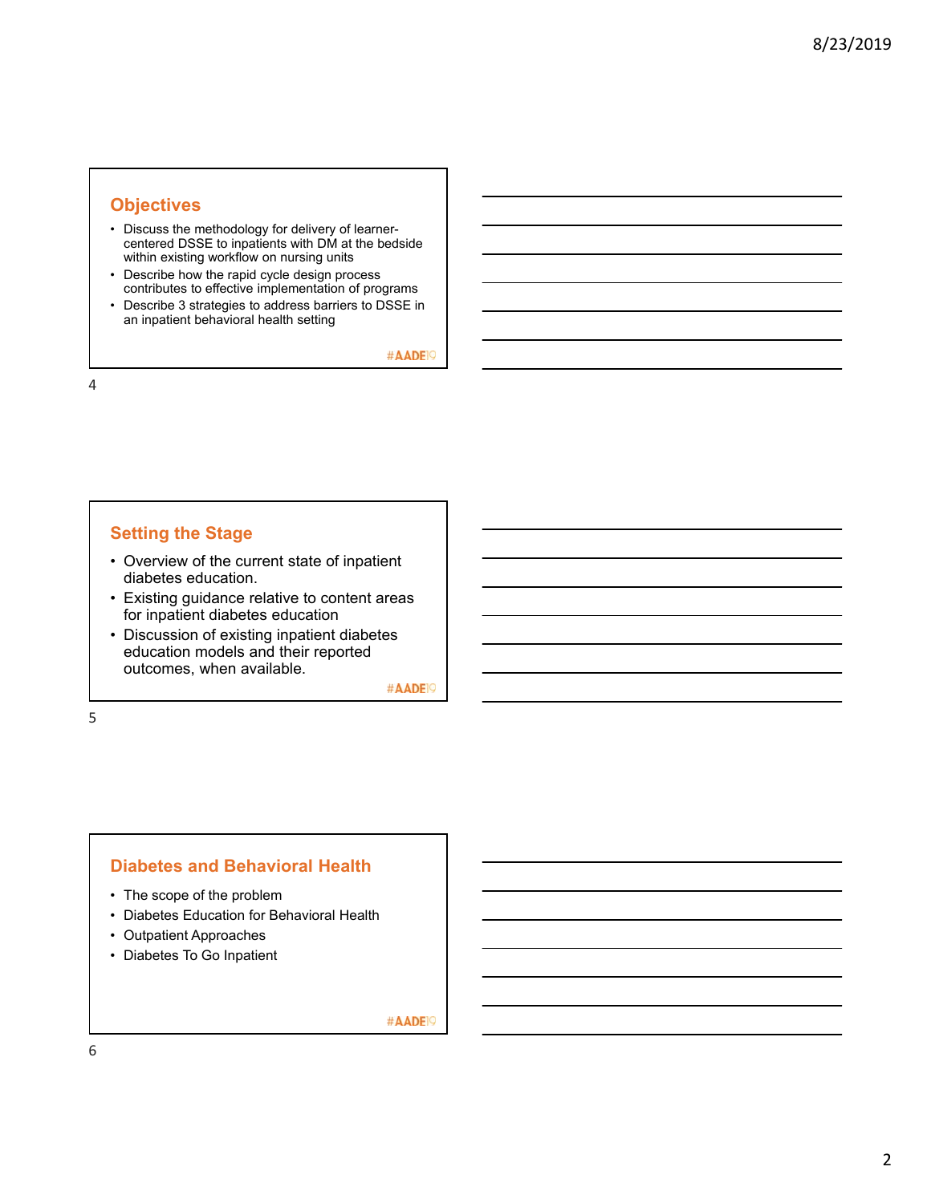## Objectives

- Discuss the methodology for delivery of learner-centered DSSE to inpatients with DM at the bedside within existing workflow on nursing units
- Describe how the rapid cycle design process contributes to effective implementation of programs
- Describe 3 strategies to address barriers to DSSE in an inpatient behavioral health setting

#AADE19

## Setting the Stage

- Overview of the current state of inpatient diabetes education.
- Existing guidance relative to content areas for inpatient diabetes education
- Discussion of existing inpatient diabetes education models and their reported outcomes, when available.

#AADE19

## Diabetes and Behavioral Health

- The scope of the problem
- Diabetes Education for Behavioral Health
- Outpatient Approaches
- Diabetes To Go Inpatient

#AADE19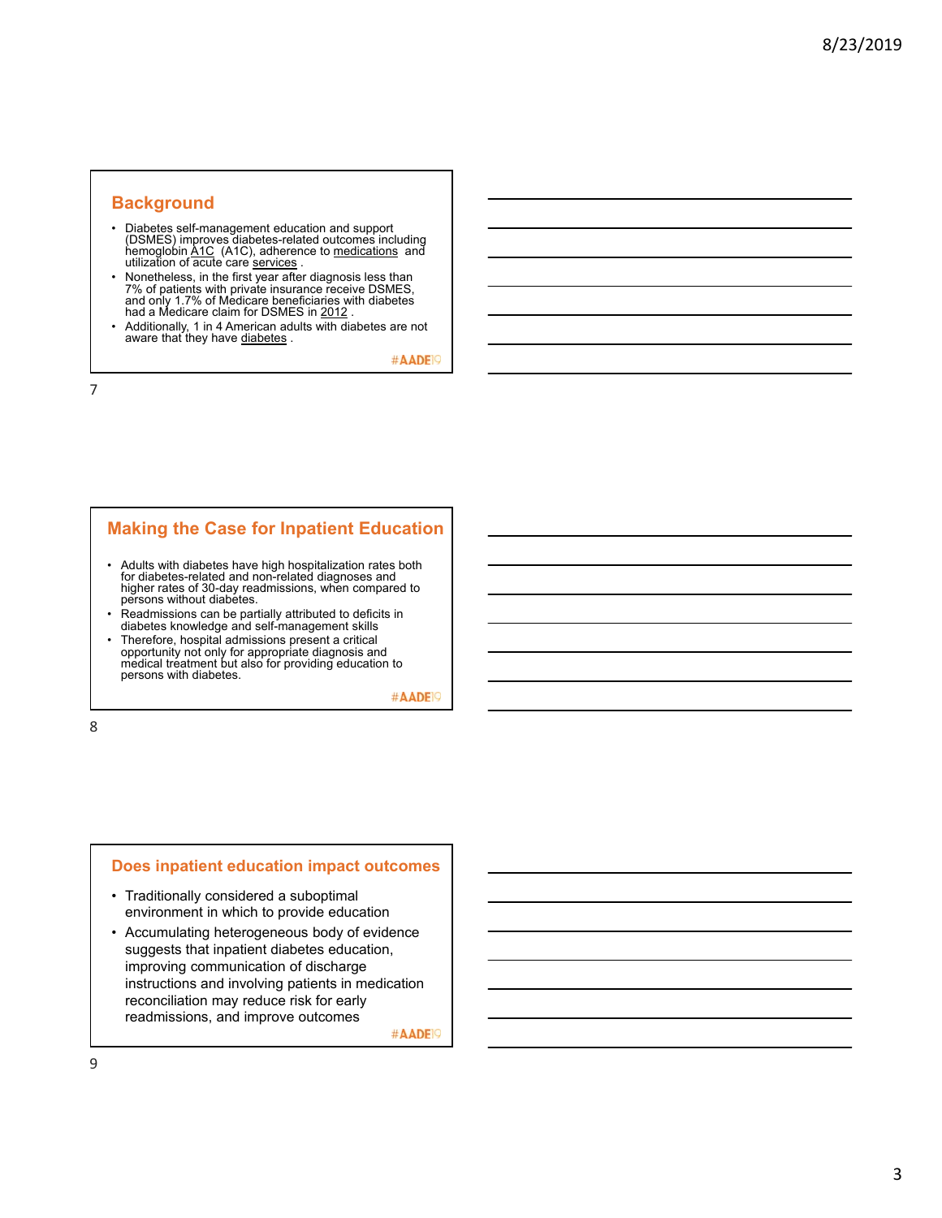## Background

- Diabetes self-management education and support (DSMES) improves diabetes-related outcomes including hemoglobin A1C (A1C), adherence to medications and utilization of acute care services .
- Nonetheless, in the first year after diagnosis less than 7% of patients with private insurance receive DSMES, and only 1.7% of Medicare beneficiaries with diabetes had a Medicare claim for DSMES in 2012 .
- Additionally, 1 in 4 American adults with diabetes are not aware that they have diabetes .

#AADE19

## Making the Case for Inpatient Education

- Adults with diabetes have high hospitalization rates both for diabetes-related and non-related diagnoses and higher rates of 30-day readmissions, when compared to persons without diabetes.
- Readmissions can be partially attributed to deficits in diabetes knowledge and self-management skills
- Therefore, hospital admissions present a critical opportunity not only for appropriate diagnosis and medical treatment but also for providing education to persons with diabetes.

#AADE19

## Does inpatient education impact outcomes

- Traditionally considered a suboptimal environment in which to provide education
- Accumulating heterogeneous body of evidence suggests that inpatient diabetes education, improving communication of discharge instructions and involving patients in medication reconciliation may reduce risk for early readmissions, and improve outcomes

#AADE19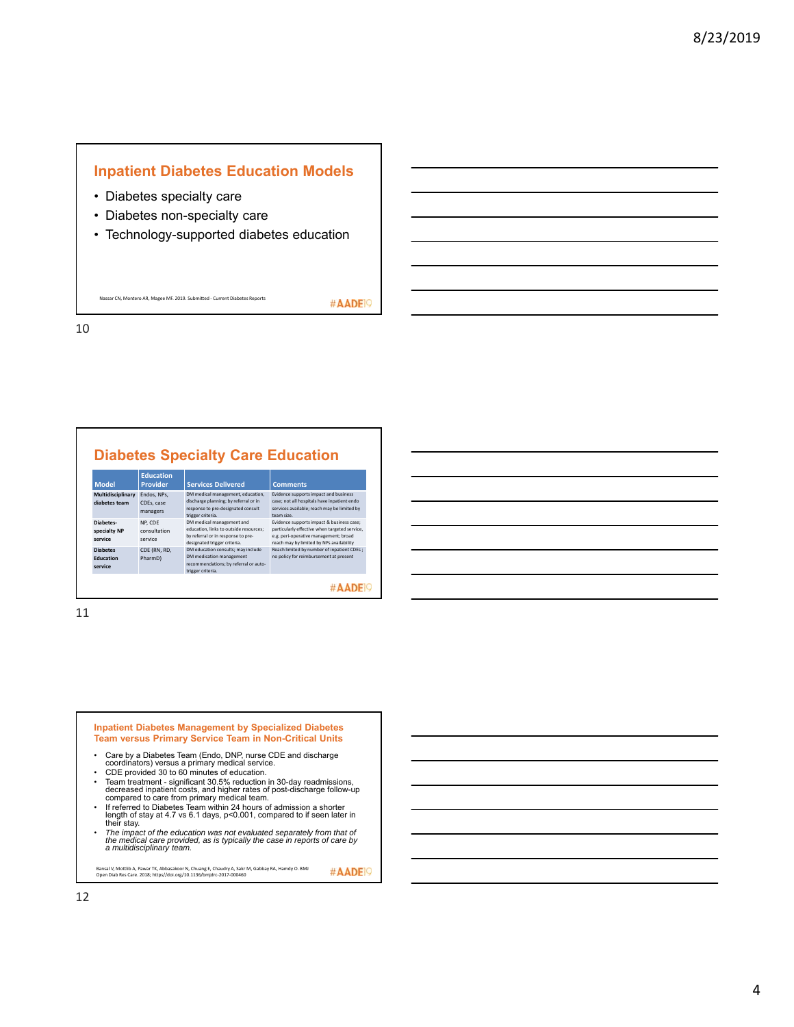## Inpatient Diabetes Education Models

- Diabetes specialty care
- Diabetes non-specialty care
- Technology-supported diabetes education

Nassar CN, Montero AR, Magee MF. 2019. Submitted - Current Diabetes Reports

#AADE19

## Diabetes Specialty Care Education

| Model | Education Provider | Services Delivered | Comments |
|---|---|---|---|
| **Multidisciplinary diabetes team** | Endos, NPs, CDEs, case managers | DM medical management, education, discharge planning; by referral or in response to pre-designated consult trigger criteria. | Evidence supports impact and business case; not all hospitals have inpatient endo services available; reach may be limited by team size. |
| **Diabetes-specialty NP service** | NP, CDE consultation service | DM medical management and education, links to outside resources; by referral or in response to pre-designated trigger criteria. | Evidence supports impact & business case; particularly effective when targeted service, e.g. peri-operative management; broad reach may by limited by NPs availability |
| **Diabetes Education service** | CDE (RN, RD, PharmD) | DM education consults; may include DM medication management recommendations; by referral or auto-trigger criteria. | Reach limited by number of inpatient CDEs ; no policy for reimbursement at present |

#AADE19

## Inpatient Diabetes Management by Specialized Diabetes Team versus Primary Service Team in Non-Critical Units

- Care by a Diabetes Team (Endo, DNP, nurse CDE and discharge coordinators) versus a primary medical service.
- CDE provided 30 to 60 minutes of education.
- Team treatment - significant 30.5% reduction in 30-day readmissions, decreased inpatient costs, and higher rates of post-discharge follow-up compared to care from primary medical team.
- If referred to Diabetes Team within 24 hours of admission a shorter length of stay at 4.7 vs 6.1 days, $p<0.001$, compared to if seen later in their stay.
- *The impact of the education was not evaluated separately from that of the medical care provided, as is typically the case in reports of care by a multidisciplinary team.*

Bansal V, Mottlib A, Pawar TK, Abbasakoor N, Chuang E, Chaudry A, Sakr M, Gabbay RA, Hamdy O. BMJ Open Diab Res Care. 2018; https//doi.org/10.1136/bmjdrc-2017-000460

#AADE19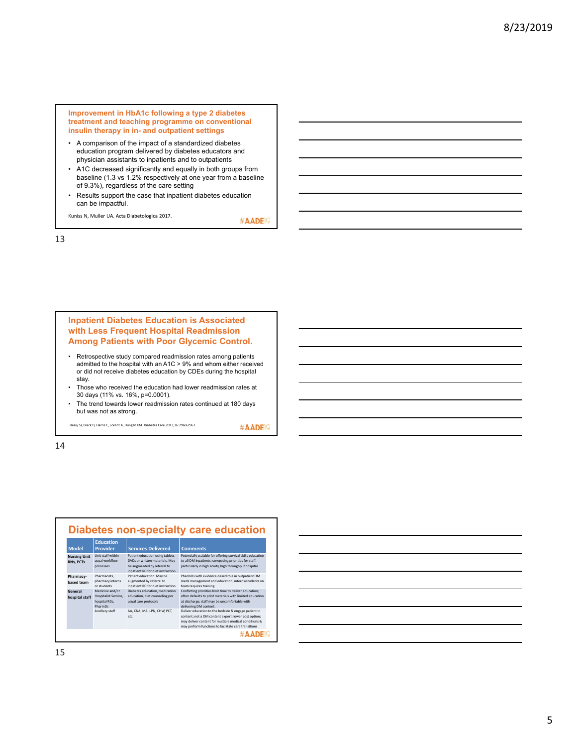## Improvement in HbA1c following a type 2 diabetes treatment and teaching programme on conventional insulin therapy in in- and outpatient settings

- A comparison of the impact of a standardized diabetes education program delivered by diabetes educators and physician assistants to inpatients and to outpatients
- A1C decreased significantly and equally in both groups from baseline (1.3 vs 1.2% respectively at one year from a baseline of 9.3%), regardless of the care setting
- Results support the case that inpatient diabetes education can be impactful.

Kuniss N, Muller UA. Acta Diabetologica 2017.

#AADE19

## Inpatient Diabetes Education is Associated with Less Frequent Hospital Readmission Among Patients with Poor Glycemic Control.

- Retrospective study compared readmission rates among patients admitted to the hospital with an A1C > 9% and whom either received or did not receive diabetes education by CDEs during the hospital stay.
- Those who received the education had lower readmission rates at 30 days (11% vs. 16%, p=0.0001).
- The trend towards lower readmission rates continued at 180 days but was not as strong.

Healy SJ, Black D, Harris C, Lorenz A, Dungan KM. Diabetes Care.2013;36:2960-2967.

#AADE19

## Diabetes non-specialty care education

| Model | Education Provider | Services Delivered | Comments |
|---|---|---|---|
| Nursing Unit RNs, PCTs | Unit staff within usual workflow processes | Patient education using tablets, DVDs or written materials. May be augmented by referral to inpatient RD for diet instruction. | Potentially scalable for offering survival skills education to all DM inpatients; competing priorities for staff, particularly in high acuity, high throughput hospital |
| Pharmacy-based team | Pharmacists, pharmacy interns or students | Patient education. May be augmented by referral to inpatient RD for diet instruction | PharmDs with evidence-based role in outpatient DM meds management and education; interns/students on team requires training |
| General hospital staff | Medicine and/or Hospitalist Service, hospital RDs, PharmDs | Diabetes education, medication education, diet counseling per usual care protocols | Conflicting priorities limit time to deliver education; often defaults to print materials with limited education at discharge; staff may be uncomfortable with delivering DM content. |
| | Ancillary staff | AA, CNA, MA, LPN, CHW, PCT, etc. | Deliver education to the bedside & engage patient in content; not a DM content expert; lower cost option; may deliver content for multiple medical conditions & may perform functions to facilitate care transitions |

#AADE19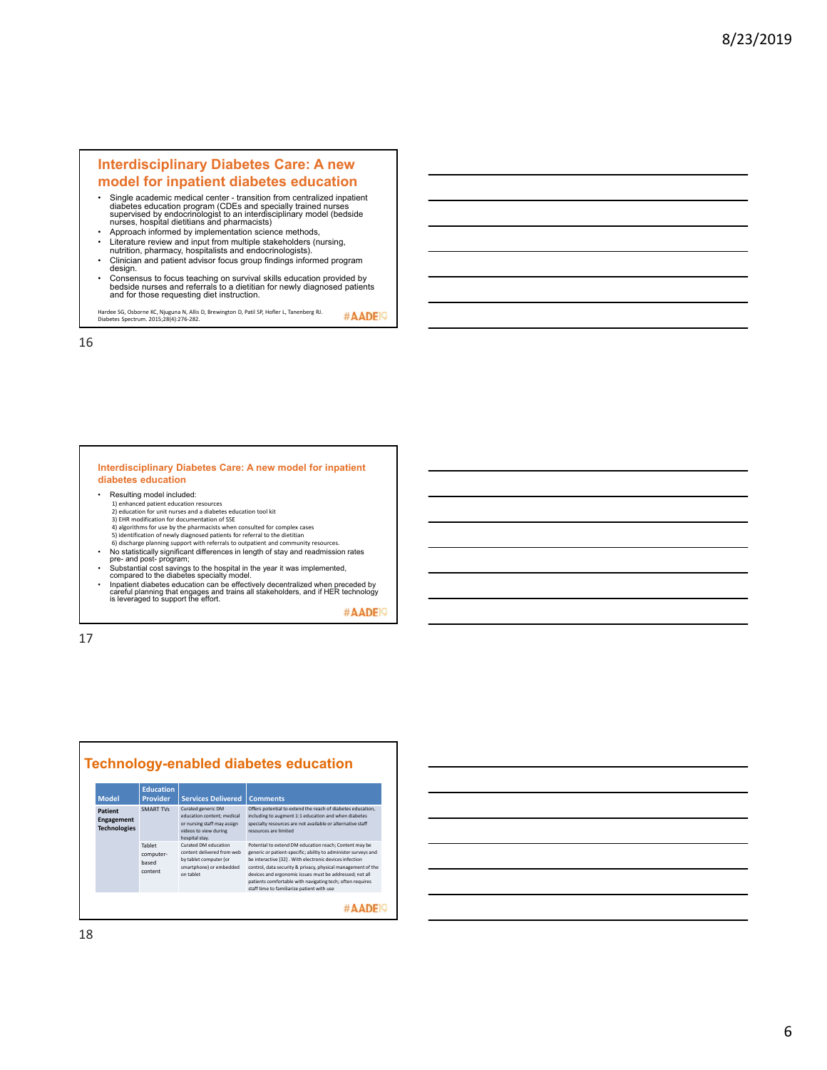## Interdisciplinary Diabetes Care: A new model for inpatient diabetes education

- Single academic medical center - transition from centralized inpatient diabetes education program (CDEs and specially trained nurses supervised by endocrinologist to an interdisciplinary model (bedside nurses, hospital dietitians and pharmacists)
- Approach informed by implementation science methods,
- Literature review and input from multiple stakeholders (nursing, nutrition, pharmacy, hospitalists and endocrinologists).
- Clinician and patient advisor focus group findings informed program design.
- Consensus to focus teaching on survival skills education provided by bedside nurses and referrals to a dietitian for newly diagnosed patients and for those requesting diet instruction.

Hardee SG, Osborne KC, Njuguna N, Allis D, Brewington D, Patil SP, Hofler L, Tanenberg RJ. Diabetes Spectrum. 2015;28(4):276-282.

#AADE19

## Interdisciplinary Diabetes Care: A new model for inpatient diabetes education

- Resulting model included:
  1) enhanced patient education resources
  2) education for unit nurses and a diabetes education tool kit
  3) EHR modification for documentation of SSE
  4) algorithms for use by the pharmacists when consulted for complex cases
  5) identification of newly diagnosed patients for referral to the dietitian
  6) discharge planning support with referrals to outpatient and community resources.
- No statistically significant differences in length of stay and readmission rates pre- and post- program;
- Substantial cost savings to the hospital in the year it was implemented, compared to the diabetes specialty model.
- Inpatient diabetes education can be effectively decentralized when preceded by careful planning that engages and trains all stakeholders, and if HER technology is leveraged to support the effort.

#AADE19

## Technology-enabled diabetes education

| Model | Education Provider | Services Delivered | Comments |
| --- | --- | --- | --- |
| **Patient Engagement Technologies** | SMART TVs | Curated generic DM education content; medical or nursing staff may assign videos to view during hospital stay. | Offers potential to extend the reach of diabetes education, including to augment 1:1 education and when diabetes specialty resources are not available or alternative staff resources are limited |
| | Tablet computer-based content | Curated DM education content delivered from web by tablet computer (or smartphone) or embedded on tablet | Potential to extend DM education reach; Content may be generic or patient-specific; ability to administer surveys and be interactive [32]. With electronic devices infection control, data security & privacy, physical management of the devices and ergonomic issues must be addressed; not all patients comfortable with navigating tech; often requires staff time to familiarize patient with use |

#AADE19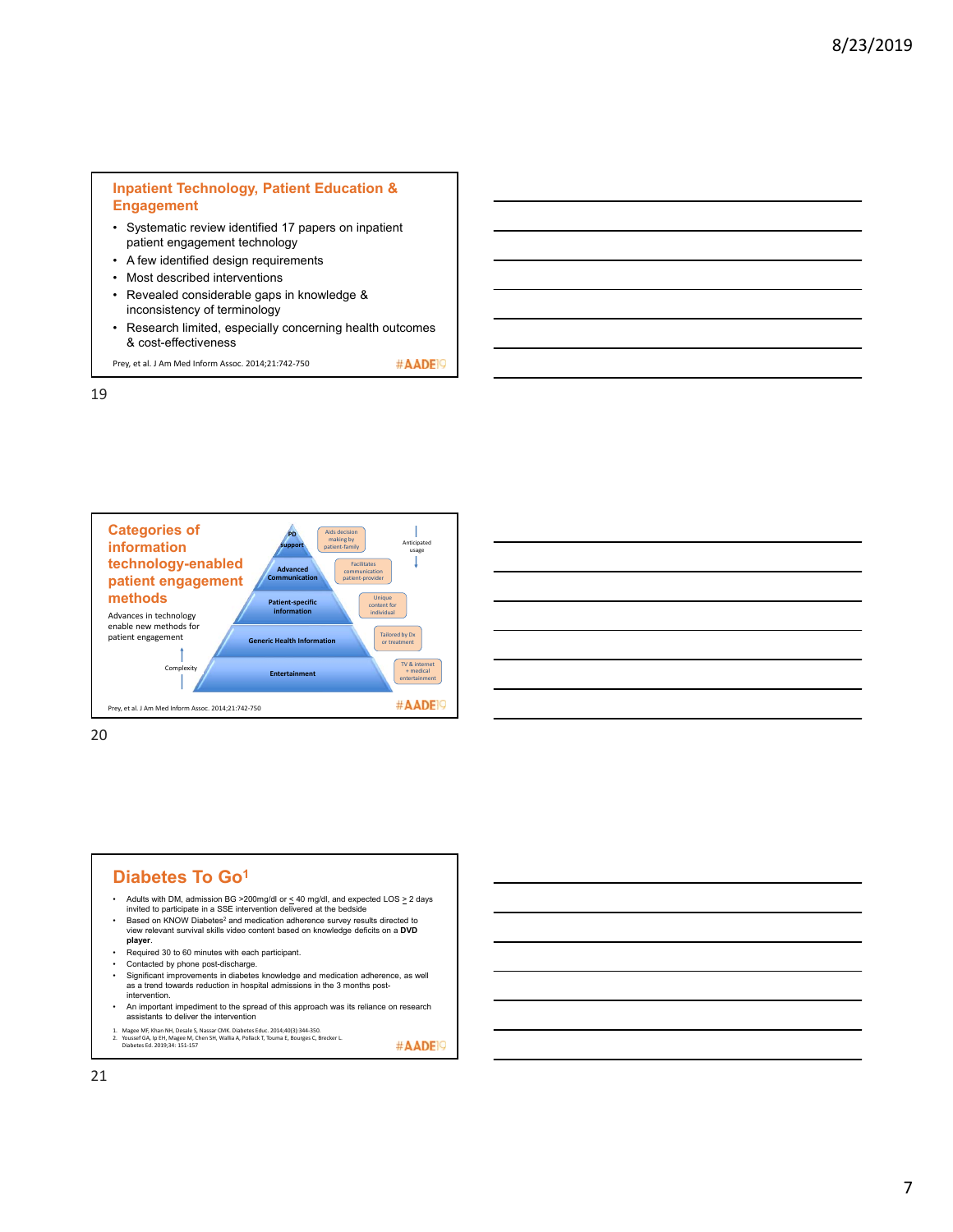## Inpatient Technology, Patient Education & Engagement

- Systematic review identified 17 papers on inpatient patient engagement technology
- A few identified design requirements
- Most described interventions
- Revealed considerable gaps in knowledge & inconsistency of terminology
- Research limited, especially concerning health outcomes & cost-effectiveness

Prey, et al. J Am Med Inform Assoc. 2014;21:742-750

#AADE19

## Categories of information technology-enabled patient engagement methods

Advances in technology enable new methods for patient engagement

| Level | Description |
| --- | --- |
| PD support | Aids decision making by patient-family |
| Advanced Communication | Facilitates communication patient-provider |
| Patient-specific information | Unique content for individual |
| Generic Health Information | Tailored by Dx or treatment |
| Entertainment | TV & internet + medical entertainment |

Complexity ↑ (bottom to top); Anticipated usage ↓ (top to bottom)

Prey, et al. J Am Med Inform Assoc. 2014;21:742-750

#AADE19

## Diabetes To Go[1]

- Adults with DM, admission BG >200mg/dl or ≤ 40 mg/dl, and expected LOS ≥ 2 days invited to participate in a SSE intervention delivered at the bedside
- Based on KNOW Diabetes[2] and medication adherence survey results directed to view relevant survival skills video content based on knowledge deficits on a **DVD player**.
- Required 30 to 60 minutes with each participant.
- Contacted by phone post-discharge.
- Significant improvements in diabetes knowledge and medication adherence, as well as a trend towards reduction in hospital admissions in the 3 months post-intervention.
- An important impediment to the spread of this approach was its reliance on research assistants to deliver the intervention

1. Magee MF, Khan NH, Desale S, Nassar CMK. Diabetes Educ. 2014;40(3):344-350.
2. Youssef GA, Ip EH, Magee M, Chen SH, Wallia A, Pollack T, Touma E, Bourges C, Brecker L. Diabetes Ed. 2019;34: 151-157

#AADE19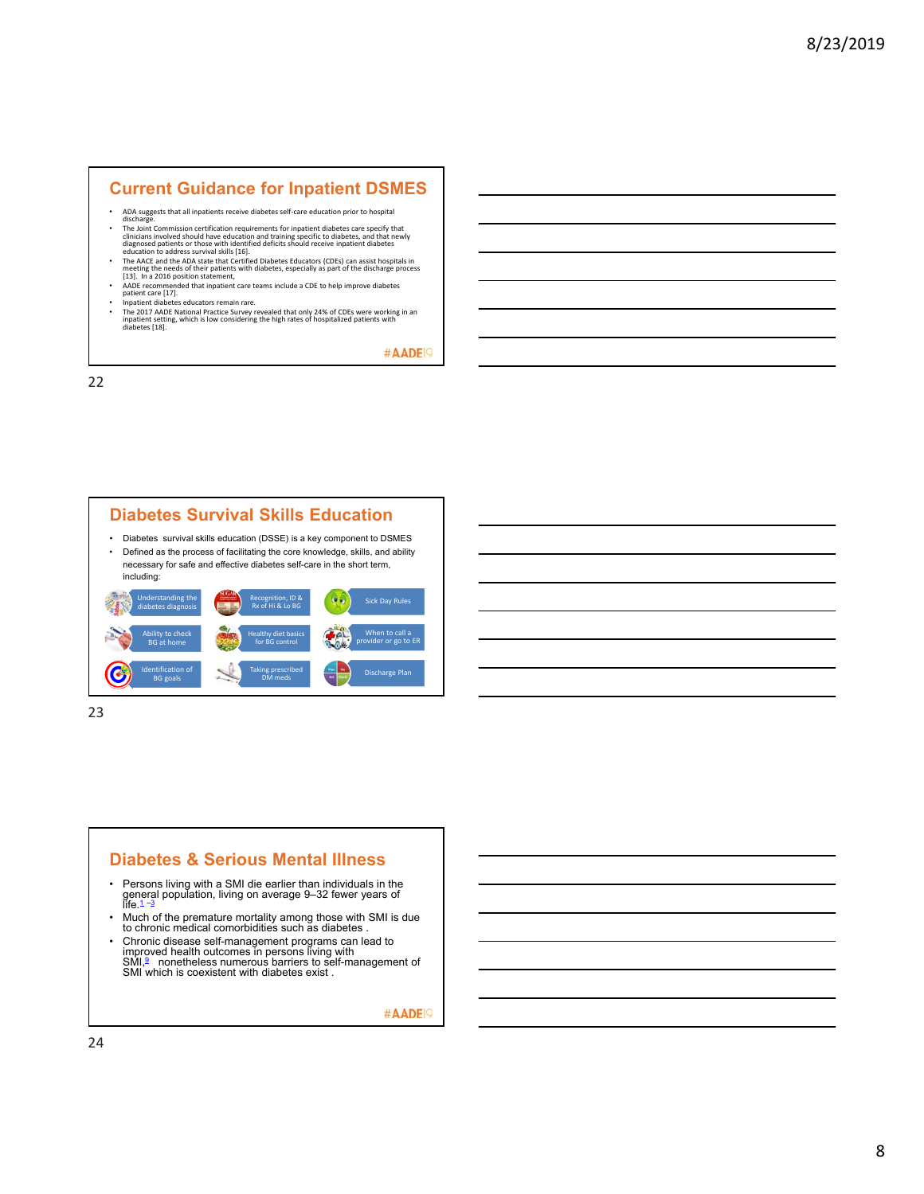## Current Guidance for Inpatient DSMES

- ADA suggests that all inpatients receive diabetes self-care education prior to hospital discharge.
- The Joint Commission certification requirements for inpatient diabetes care specify that clinicians involved should have education and training specific to diabetes, and that newly diagnosed patients or those with identified deficits should receive inpatient diabetes education to address survival skills [16].
- The AACE and the ADA state that Certified Diabetes Educators (CDEs) can assist hospitals in meeting the needs of their patients with diabetes, especially as part of the discharge process [13]. In a 2016 position statement,
- AADE recommended that inpatient care teams include a CDE to help improve diabetes patient care [17].
- Inpatient diabetes educators remain rare.
- The 2017 AADE National Practice Survey revealed that only 24% of CDEs were working in an inpatient setting, which is low considering the high rates of hospitalized patients with diabetes [18].

#AADE19

## Diabetes Survival Skills Education

- Diabetes survival skills education (DSSE) is a key component to DSMES
- Defined as the process of facilitating the core knowledge, skills, and ability necessary for safe and effective diabetes self-care in the short term, including:

| | | |
|---|---|---|
| Understanding the diabetes diagnosis | Recognition, ID & Rx of Hi & Lo BG | Sick Day Rules |
| Ability to check BG at home | Healthy diet basics for BG control | When to call a provider or go to ER |
| Identification of BG goals | Taking prescribed DM meds | Discharge Plan |

## Diabetes & Serious Mental Illness

- Persons living with a SMI die earlier than individuals in the general population, living on average 9–32 fewer years of life.[1–3]
- Much of the premature mortality among those with SMI is due to chronic medical comorbidities such as diabetes .
- Chronic disease self-management programs can lead to improved health outcomes in persons living with SMI,[9] nonetheless numerous barriers to self-management of SMI which is coexistent with diabetes exist .

#AADE19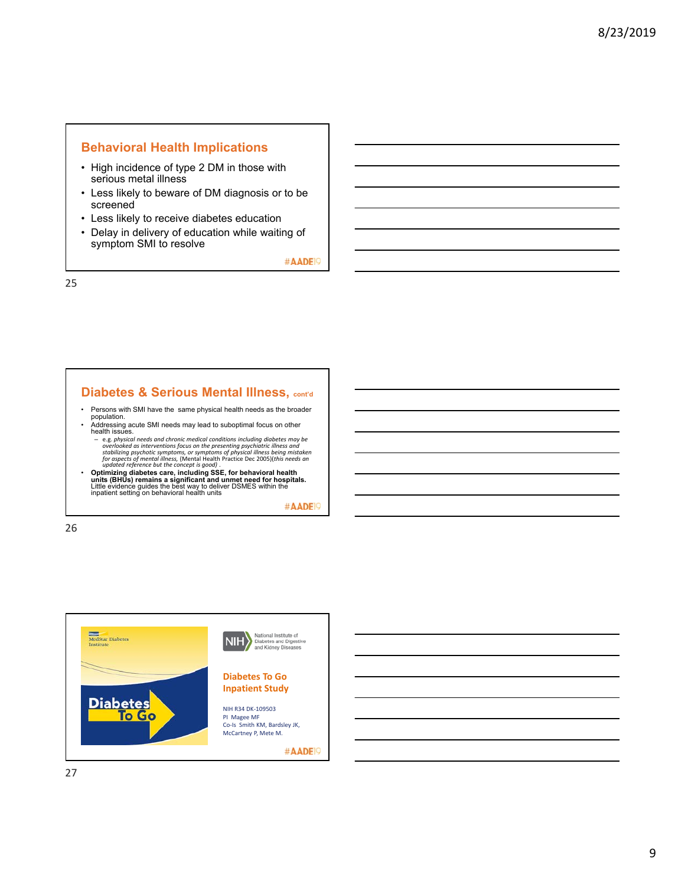## Behavioral Health Implications

- High incidence of type 2 DM in those with serious metal illness
- Less likely to beware of DM diagnosis or to be screened
- Less likely to receive diabetes education
- Delay in delivery of education while waiting of symptom SMI to resolve

#AADE19

## Diabetes & Serious Mental Illness, cont'd

- Persons with SMI have the same physical health needs as the broader population.
- Addressing acute SMI needs may lead to suboptimal focus on other health issues.
  - e.g. *physical needs and chronic medical conditions including diabetes may be overlooked as interventions focus on the presenting psychiatric illness and stabilizing psychotic symptoms, or symptoms of physical illness being mistaken for aspects of mental illness,* (Mental Health Practice Dec 2005)(*this needs an updated reference but the concept is good)* .
- **Optimizing diabetes care, including SSE, for behavioral health units (BHUs) remains a significant and unmet need for hospitals.** Little evidence guides the best way to deliver DSMES within the inpatient setting on behavioral health units

#AADE19

MedStar Diabetes Institute

Diabetes To Go

NIH National Institute of Diabetes and Digestive and Kidney Diseases

### Diabetes To Go Inpatient Study

NIH R34 DK-109503
PI Magee MF
Co-Is Smith KM, Bardsley JK, McCartney P, Mete M.

#AADE19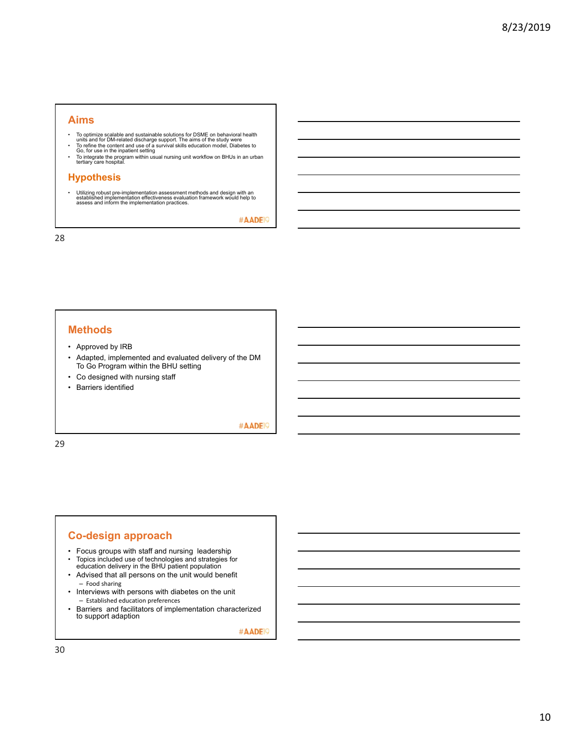## Aims

- To optimize scalable and sustainable solutions for DSME on behavioral health units and for DM-related discharge support. The aims of the study were
- To refine the content and use of a survival skills education model, Diabetes to Go, for use in the inpatient setting
- To integrate the program within usual nursing unit workflow on BHUs in an urban tertiary care hospital.

## Hypothesis

- Utilizing robust pre-implementation assessment methods and design with an established implementation effectiveness evaluation framework would help to assess and inform the implementation practices.

#AADE19

## Methods

- Approved by IRB
- Adapted, implemented and evaluated delivery of the DM To Go Program within the BHU setting
- Co designed with nursing staff
- Barriers identified

#AADE19

## Co-design approach

- Focus groups with staff and nursing leadership
- Topics included use of technologies and strategies for education delivery in the BHU patient population
- Advised that all persons on the unit would benefit
  - Food sharing
- Interviews with persons with diabetes on the unit
  - Established education preferences
- Barriers and facilitators of implementation characterized to support adaption

#AADE19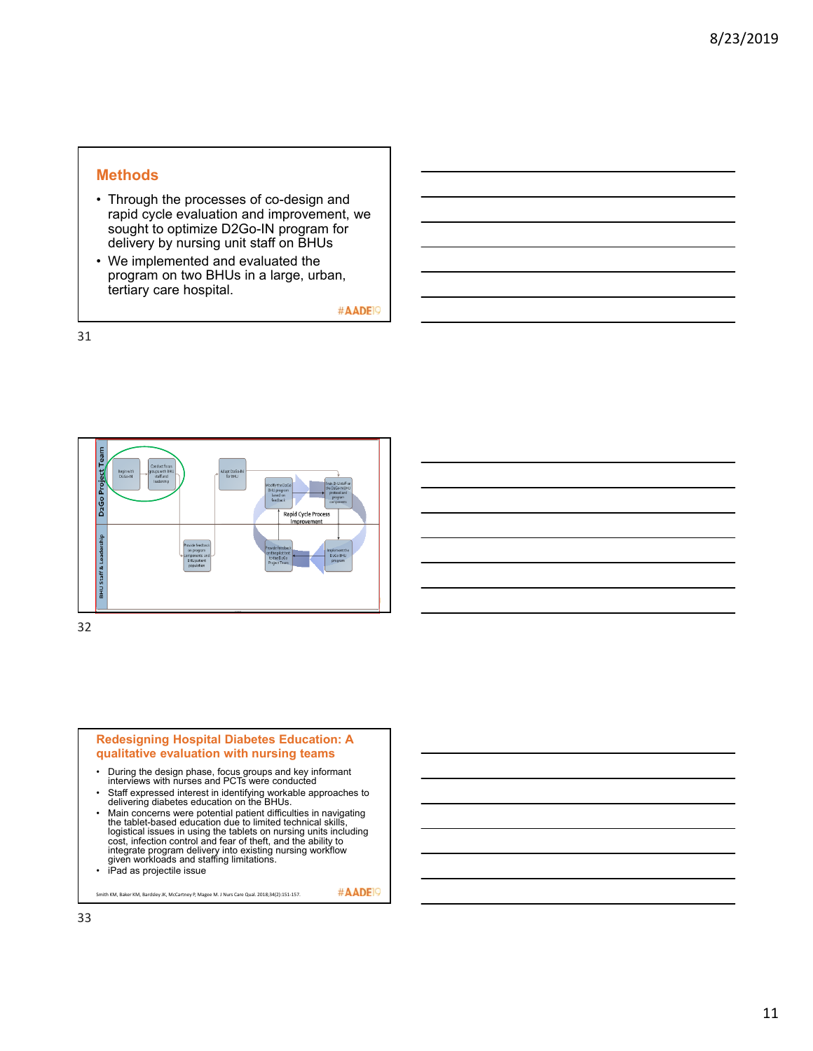## Methods

- Through the processes of co-design and rapid cycle evaluation and improvement, we sought to optimize D2Go-IN program for delivery by nursing unit staff on BHUs
- We implemented and evaluated the program on two BHUs in a large, urban, tertiary care hospital.

#AADE19

D2Go Project Team

BHU Staff & Leadership

Begin with D2Go-IN

Conduct focus groups with BHU staff and leadership

Provide feedback on program components and BHU patient population

Adapt D2Go-IN for BHU

Modify the D2Go BHU program based on feedback

Train BHU staff on the D2Go-IN BHU protocol and program components

Rapid Cycle Process Improvement

Provide feedback on the pilot test to the D2Go Project Team

Implement the D2Go BHU program

## Redesigning Hospital Diabetes Education: A qualitative evaluation with nursing teams

- During the design phase, focus groups and key informant interviews with nurses and PCTs were conducted
- Staff expressed interest in identifying workable approaches to delivering diabetes education on the BHUs.
- Main concerns were potential patient difficulties in navigating the tablet-based education due to limited technical skills, logistical issues in using the tablets on nursing units including cost, infection control and fear of theft, and the ability to integrate program delivery into existing nursing workflow given workloads and staffing limitations.
- iPad as projectile issue

Smith KM, Baker KM, Bardsley JK, McCartney P, Magee M. J Nurs Care Qual. 2018;34(2):151-157.

#AADE19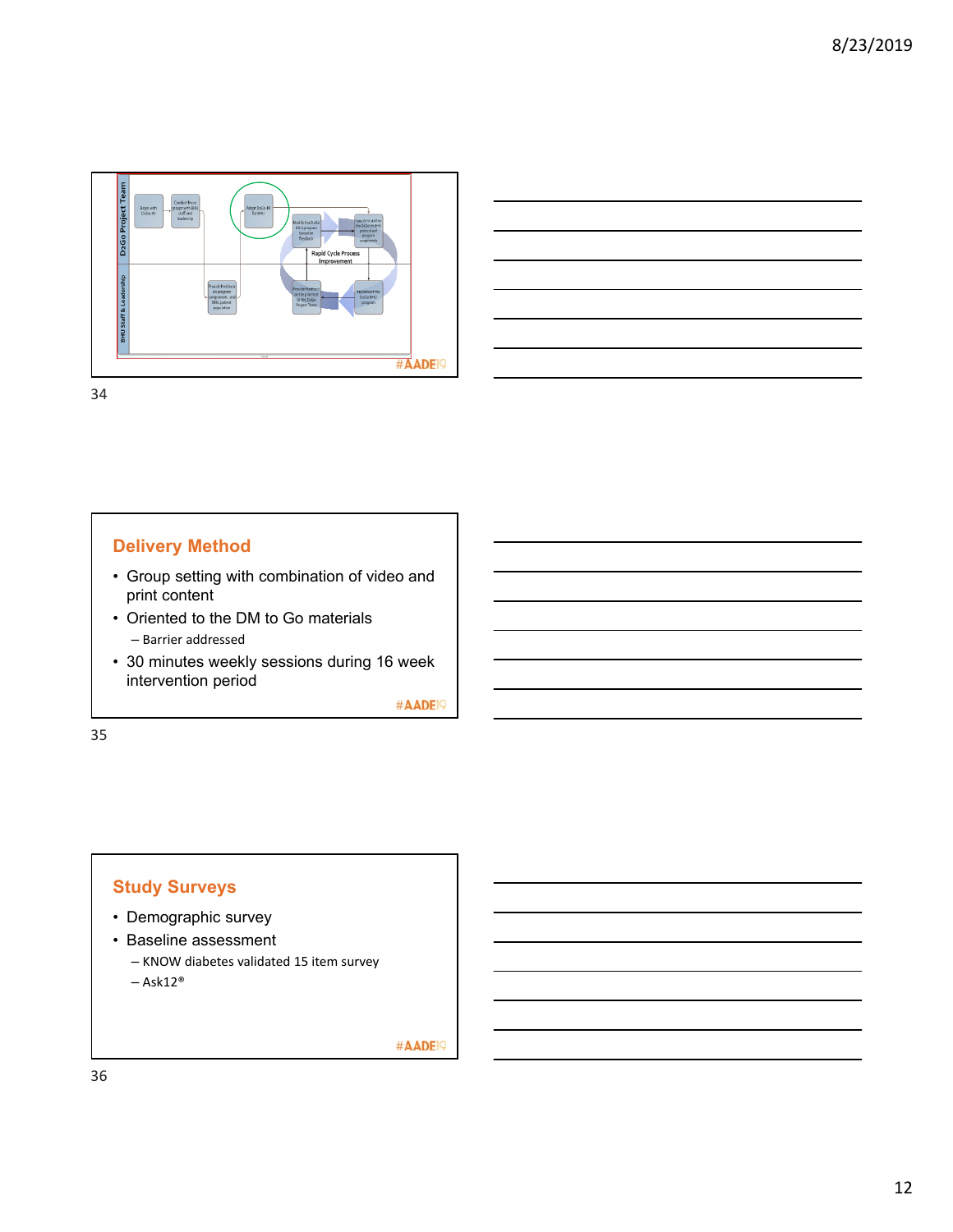D2Go Project Team

BHU Staff & Leadership

Rapid Cycle Process Improvement

#AADE19

## Delivery Method

- Group setting with combination of video and print content
- Oriented to the DM to Go materials
  - Barrier addressed
- 30 minutes weekly sessions during 16 week intervention period

#AADE19

## Study Surveys

- Demographic survey
- Baseline assessment
  - KNOW diabetes validated 15 item survey
  - Ask12®

#AADE19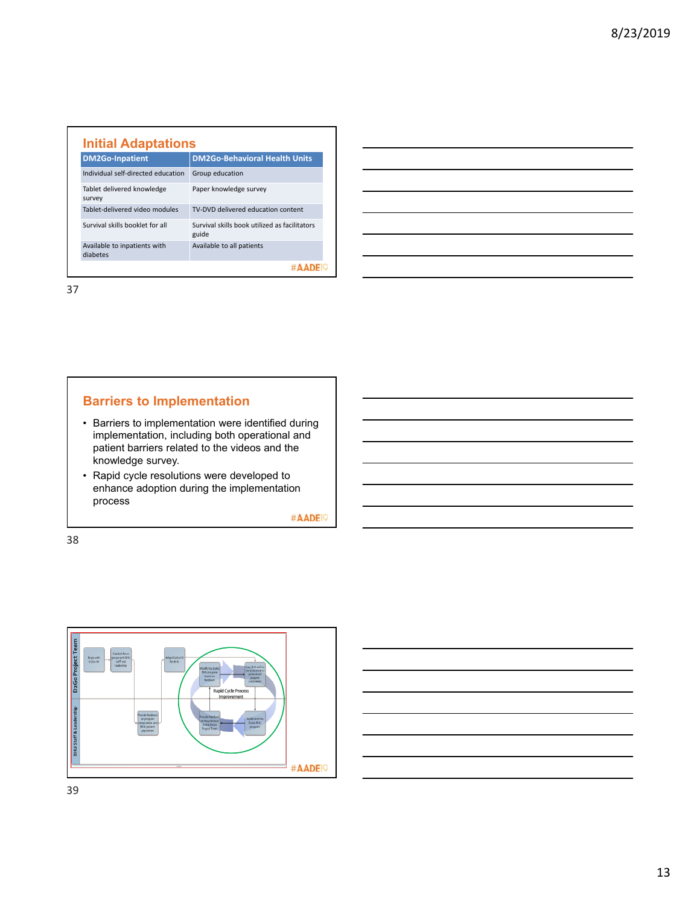## Initial Adaptations

| DM2Go-Inpatient | DM2Go-Behavioral Health Units |
| --- | --- |
| Individual self-directed education | Group education |
| Tablet delivered knowledge survey | Paper knowledge survey |
| Tablet-delivered video modules | TV-DVD delivered education content |
| Survival skills booklet for all | Survival skills book utilized as facilitators guide |
| Available to inpatients with diabetes | Available to all patients |

#AADE19

## Barriers to Implementation

- Barriers to implementation were identified during implementation, including both operational and patient barriers related to the videos and the knowledge survey.
- Rapid cycle resolutions were developed to enhance adoption during the implementation process

#AADE19

#AADE19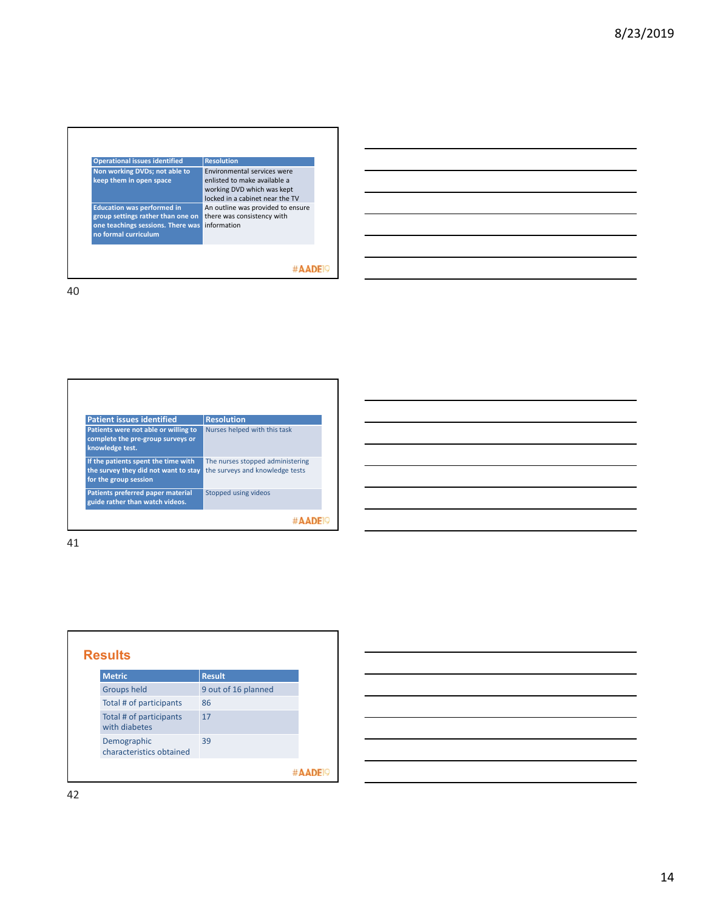| Operational issues identified | Resolution |
|---|---|
| Non working DVDs; not able to keep them in open space | Environmental services were enlisted to make available a working DVD which was kept locked in a cabinet near the TV |
| Education was performed in group settings rather than one on one teachings sessions. There was no formal curriculum | An outline was provided to ensure there was consistency with information |

#AADE19

| Patient issues identified | Resolution |
|---|---|
| Patients were not able or willing to complete the pre-group surveys or knowledge test. | Nurses helped with this task |
| If the patients spent the time with the survey they did not want to stay for the group session | The nurses stopped administering the surveys and knowledge tests |
| Patients preferred paper material guide rather than watch videos. | Stopped using videos |

#AADE19

## Results

| Metric | Result |
|---|---|
| Groups held | 9 out of 16 planned |
| Total # of participants | 86 |
| Total # of participants with diabetes | 17 |
| Demographic characteristics obtained | 39 |

#AADE19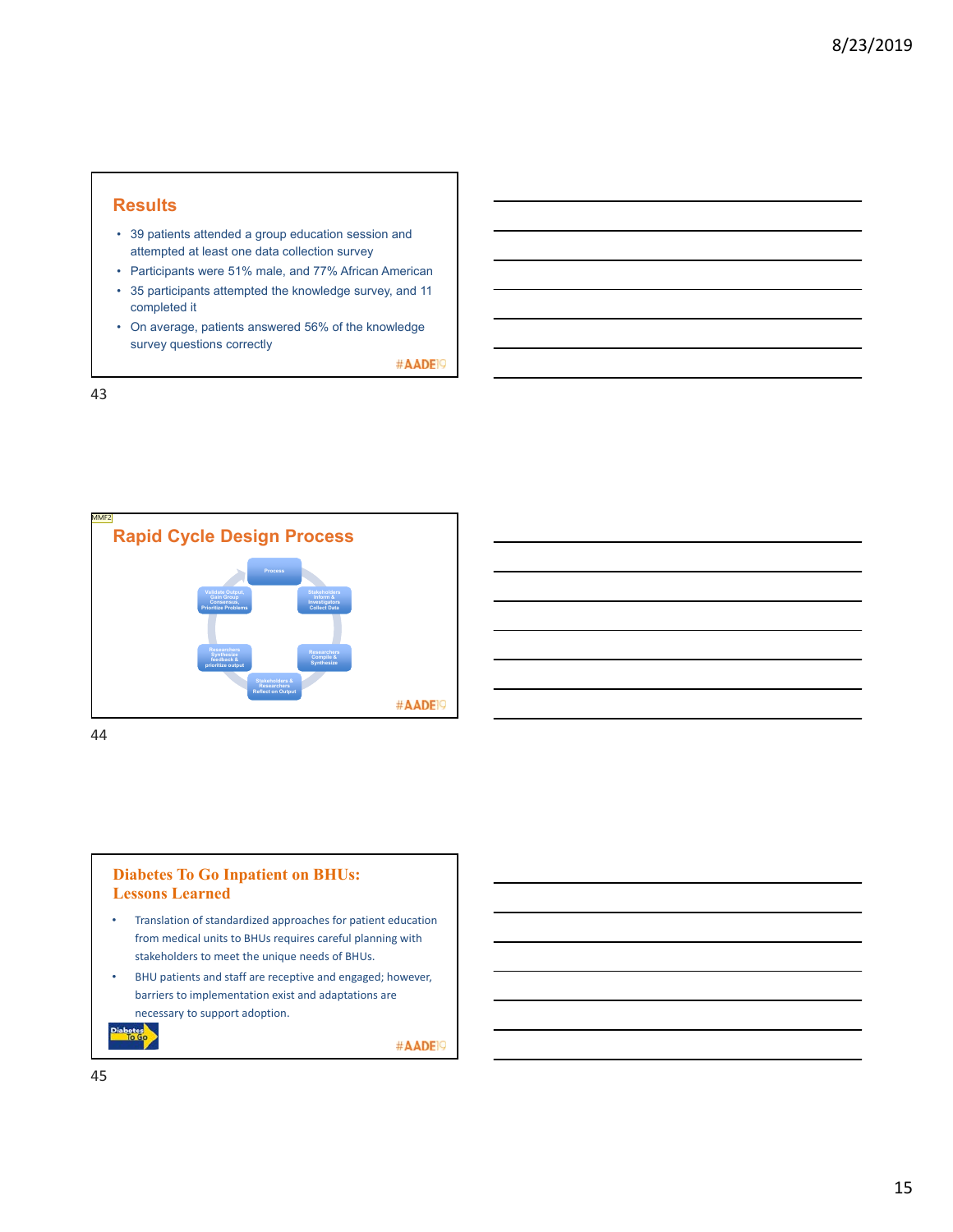## Results

- 39 patients attended a group education session and attempted at least one data collection survey
- Participants were 51% male, and 77% African American
- 35 participants attempted the knowledge survey, and 11 completed it
- On average, patients answered 56% of the knowledge survey questions correctly

#AADE19

## Rapid Cycle Design Process

Process

Stakeholders Inform & Investigators Collect Data

Researchers Compile & Synthesize

Stakeholders & Researchers Reflect on Output

Researchers Synthesize feedback & prioritize output

Validate Output, Gain Group Consensus, Prioritize Problems

#AADE19

## Diabetes To Go Inpatient on BHUs: Lessons Learned

- Translation of standardized approaches for patient education from medical units to BHUs requires careful planning with stakeholders to meet the unique needs of BHUs.
- BHU patients and staff are receptive and engaged; however, barriers to implementation exist and adaptations are necessary to support adoption.

Diabetes To Go

#AADE19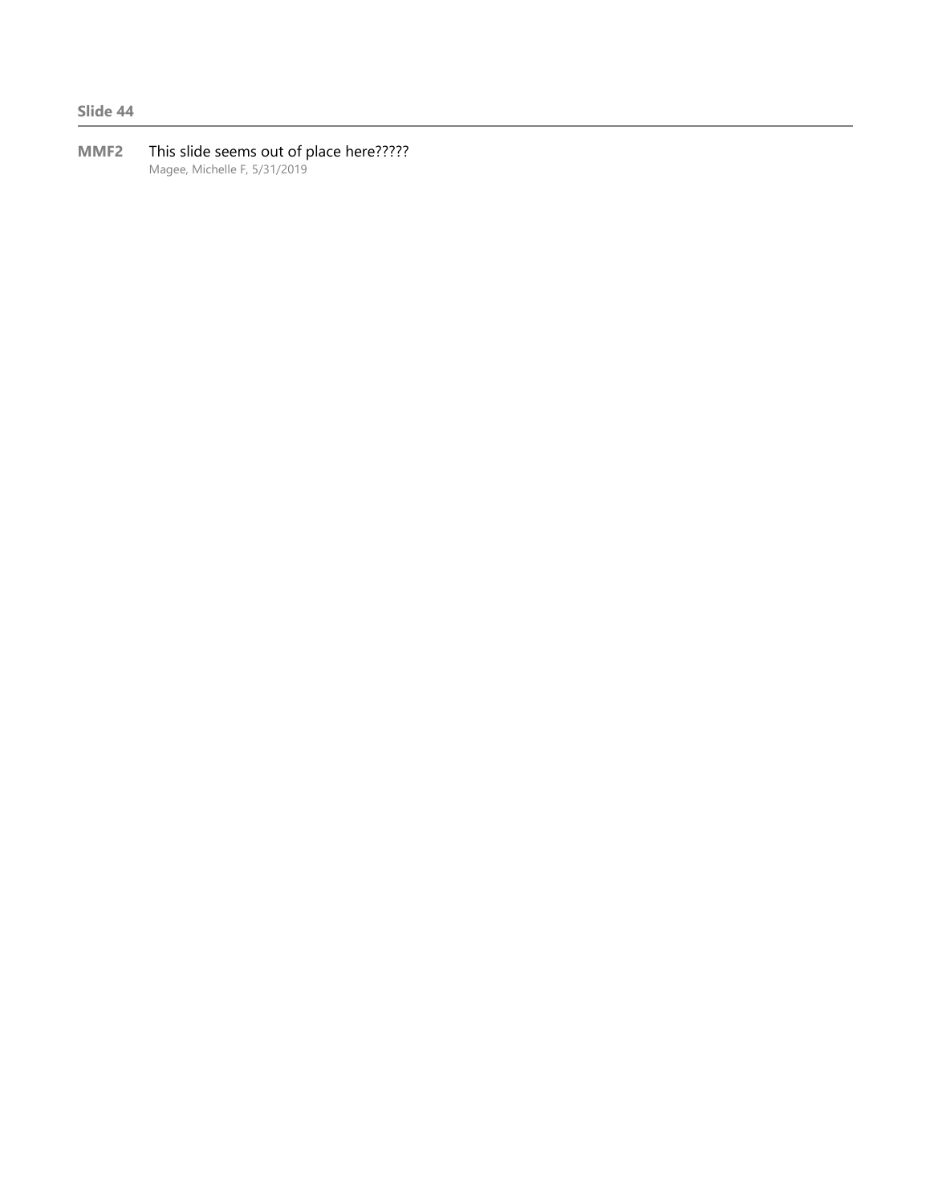**Slide 44**

---

**MMF2** This slide seems out of place here?????
Magee, Michelle F, 5/31/2019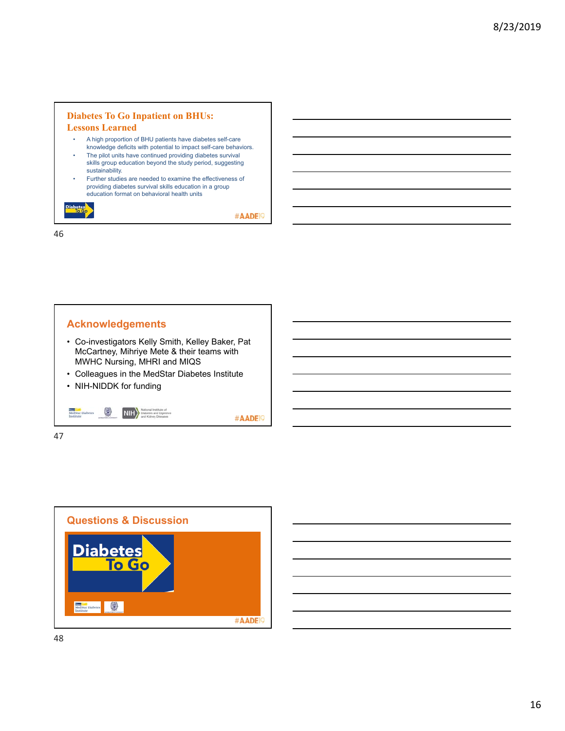## Diabetes To Go Inpatient on BHUs: Lessons Learned

- A high proportion of BHU patients have diabetes self-care knowledge deficits with potential to impact self-care behaviors.
- The pilot units have continued providing diabetes survival skills group education beyond the study period, suggesting sustainability.
- Further studies are needed to examine the effectiveness of providing diabetes survival skills education in a group education format on behavioral health units

#AADE19

46

## Acknowledgements

- Co-investigators Kelly Smith, Kelley Baker, Pat McCartney, Mihriye Mete & their teams with MWHC Nursing, MHRI and MIQS
- Colleagues in the MedStar Diabetes Institute
- NIH-NIDDK for funding

#AADE19

47

## Questions & Discussion

Diabetes To Go

#AADE19

48